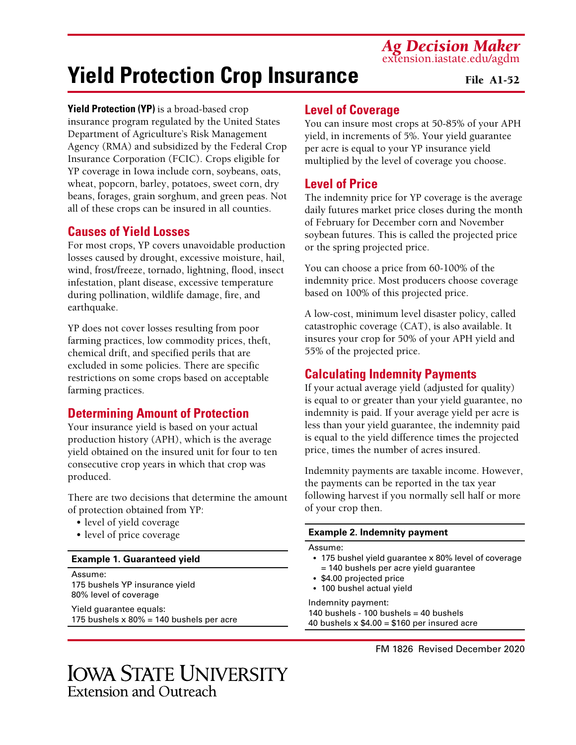Ag Decision Maker
extension.iastate.edu/agdm

# Yield Protection Crop Insurance

File A1-52

**Yield Protection (YP)** is a broad-based crop insurance program regulated by the United States Department of Agriculture's Risk Management Agency (RMA) and subsidized by the Federal Crop Insurance Corporation (FCIC). Crops eligible for YP coverage in Iowa include corn, soybeans, oats, wheat, popcorn, barley, potatoes, sweet corn, dry beans, forages, grain sorghum, and green peas. Not all of these crops can be insured in all counties.

## Causes of Yield Losses

For most crops, YP covers unavoidable production losses caused by drought, excessive moisture, hail, wind, frost/freeze, tornado, lightning, flood, insect infestation, plant disease, excessive temperature during pollination, wildlife damage, fire, and earthquake.

YP does not cover losses resulting from poor farming practices, low commodity prices, theft, chemical drift, and specified perils that are excluded in some policies. There are specific restrictions on some crops based on acceptable farming practices.

## Determining Amount of Protection

Your insurance yield is based on your actual production history (APH), which is the average yield obtained on the insured unit for four to ten consecutive crop years in which that crop was produced.

There are two decisions that determine the amount of protection obtained from YP:

- level of yield coverage
- level of price coverage

**Example 1. Guaranteed yield**

Assume:
175 bushels YP insurance yield
80% level of coverage

Yield guarantee equals:
175 bushels x 80% = 140 bushels per acre

## Level of Coverage

You can insure most crops at 50-85% of your APH yield, in increments of 5%. Your yield guarantee per acre is equal to your YP insurance yield multiplied by the level of coverage you choose.

## Level of Price

The indemnity price for YP coverage is the average daily futures market price closes during the month of February for December corn and November soybean futures. This is called the projected price or the spring projected price.

You can choose a price from 60-100% of the indemnity price. Most producers choose coverage based on 100% of this projected price.

A low-cost, minimum level disaster policy, called catastrophic coverage (CAT), is also available. It insures your crop for 50% of your APH yield and 55% of the projected price.

## Calculating Indemnity Payments

If your actual average yield (adjusted for quality) is equal to or greater than your yield guarantee, no indemnity is paid. If your average yield per acre is less than your yield guarantee, the indemnity paid is equal to the yield difference times the projected price, times the number of acres insured.

Indemnity payments are taxable income. However, the payments can be reported in the tax year following harvest if you normally sell half or more of your crop then.

**Example 2. Indemnity payment**

Assume:

- 175 bushel yield guarantee x 80% level of coverage = 140 bushels per acre yield guarantee
- $4.00 projected price
- 100 bushel actual yield

Indemnity payment:
140 bushels - 100 bushels = 40 bushels
40 bushels x $4.00 = $160 per insured acre

FM 1826 Revised December 2020

Iowa State University
Extension and Outreach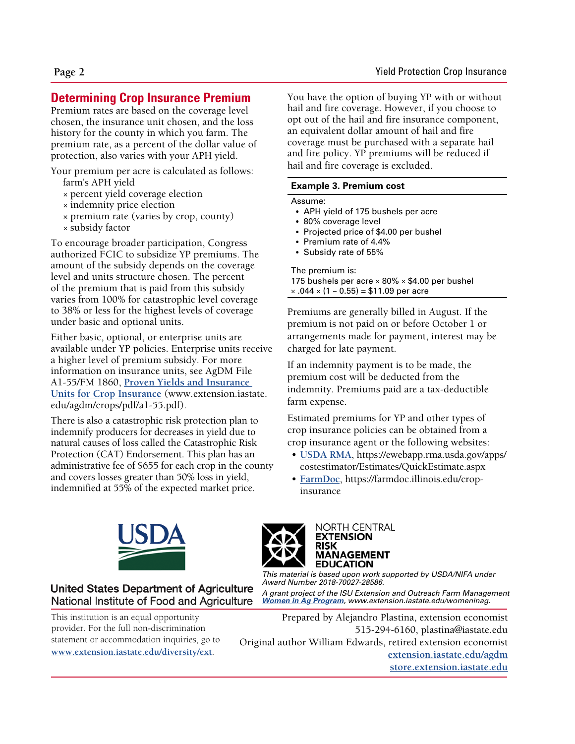## Determining Crop Insurance Premium

Premium rates are based on the coverage level chosen, the insurance unit chosen, and the loss history for the county in which you farm. The premium rate, as a percent of the dollar value of protection, also varies with your APH yield.

Your premium per acre is calculated as follows:

farm's APH yield
× percent yield coverage election
× indemnity price election
× premium rate (varies by crop, county)
× subsidy factor

To encourage broader participation, Congress authorized FCIC to subsidize YP premiums. The amount of the subsidy depends on the coverage level and units structure chosen. The percent of the premium that is paid from this subsidy varies from 100% for catastrophic level coverage to 38% or less for the highest levels of coverage under basic and optional units.

Either basic, optional, or enterprise units are available under YP policies. Enterprise units receive a higher level of premium subsidy. For more information on insurance units, see AgDM File A1-55/FM 1860, **Proven Yields and Insurance Units for Crop Insurance** (www.extension.iastate.edu/agdm/crops/pdf/a1-55.pdf).

There is also a catastrophic risk protection plan to indemnify producers for decreases in yield due to natural causes of loss called the Catastrophic Risk Protection (CAT) Endorsement. This plan has an administrative fee of $655 for each crop in the county and covers losses greater than 50% loss in yield, indemnified at 55% of the expected market price.

You have the option of buying YP with or without hail and fire coverage. However, if you choose to opt out of the hail and fire insurance component, an equivalent dollar amount of hail and fire coverage must be purchased with a separate hail and fire policy. YP premiums will be reduced if hail and fire coverage is excluded.

**Example 3. Premium cost**

Assume:

- APH yield of 175 bushels per acre
- 80% coverage level
- Projected price of $4.00 per bushel
- Premium rate of 4.4%
- Subsidy rate of 55%

The premium is:
175 bushels per acre × 80% × $4.00 per bushel × .044 × (1 – 0.55) = $11.09 per acre

Premiums are generally billed in August. If the premium is not paid on or before October 1 or arrangements made for payment, interest may be charged for late payment.

If an indemnity payment is to be made, the premium cost will be deducted from the indemnity. Premiums paid are a tax-deductible farm expense.

Estimated premiums for YP and other types of crop insurance policies can be obtained from a crop insurance agent or the following websites:

- **USDA RMA**, https://ewebapp.rma.usda.gov/apps/costestimator/Estimates/QuickEstimate.aspx
- **FarmDoc**, https://farmdoc.illinois.edu/crop-insurance

USDA
United States Department of Agriculture
National Institute of Food and Agriculture

NORTH CENTRAL EXTENSION RISK MANAGEMENT EDUCATION

*This material is based upon work supported by USDA/NIFA under Award Number 2018-70027-28586.*

*A grant project of the ISU Extension and Outreach Farm Management **Women in Ag Program**, www.extension.iastate.edu/womeninag.*

This institution is an equal opportunity provider. For the full non-discrimination statement or accommodation inquiries, go to **www.extension.iastate.edu/diversity/ext**.

Prepared by Alejandro Plastina, extension economist
515-294-6160, plastina@iastate.edu
Original author William Edwards, retired extension economist
**extension.iastate.edu/agdm**
**store.extension.iastate.edu**